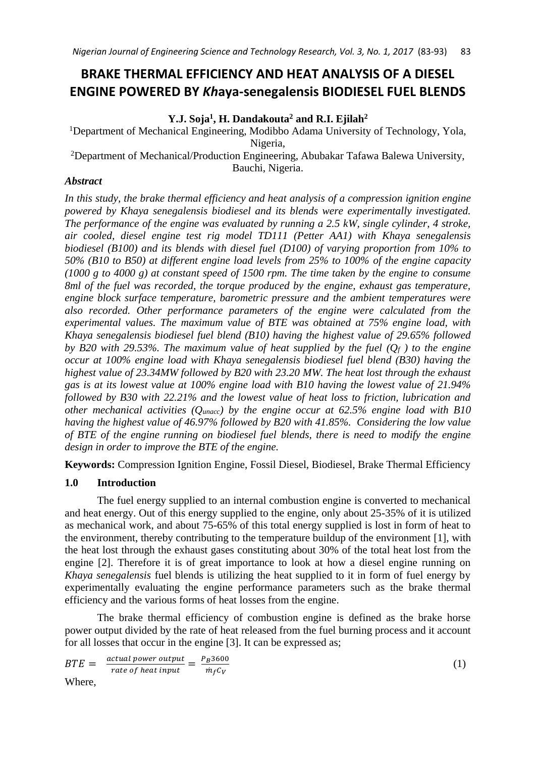# BRAKE THERMAL EFFICIENCY AND HEAT ANALYSIS OF A DIESEL ENGINE POWERED BY *Kh*aya-senegalensis BIODIESEL FUEL BLENDS

**Y.J. Soja[1], H. Dandakouta[2] and R.I. Ejilah[2]**

[1]Department of Mechanical Engineering, Modibbo Adama University of Technology, Yola, Nigeria,

[2]Department of Mechanical/Production Engineering, Abubakar Tafawa Balewa University, Bauchi, Nigeria.

### *Abstract*

*In this study, the brake thermal efficiency and heat analysis of a compression ignition engine powered by Khaya senegalensis biodiesel and its blends were experimentally investigated. The performance of the engine was evaluated by running a 2.5 kW, single cylinder, 4 stroke, air cooled, diesel engine test rig model TD111 (Petter AA1) with Khaya senegalensis biodiesel (B100) and its blends with diesel fuel (D100) of varying proportion from 10% to 50% (B10 to B50) at different engine load levels from 25% to 100% of the engine capacity (1000 g to 4000 g) at constant speed of 1500 rpm. The time taken by the engine to consume 8ml of the fuel was recorded, the torque produced by the engine, exhaust gas temperature, engine block surface temperature, barometric pressure and the ambient temperatures were also recorded. Other performance parameters of the engine were calculated from the experimental values. The maximum value of BTE was obtained at 75% engine load, with Khaya senegalensis biodiesel fuel blend (B10) having the highest value of 29.65% followed by B20 with 29.53%. The maximum value of heat supplied by the fuel ($Q_f$ ) to the engine occur at 100% engine load with Khaya senegalensis biodiesel fuel blend (B30) having the highest value of 23.34MW followed by B20 with 23.20 MW. The heat lost through the exhaust gas is at its lowest value at 100% engine load with B10 having the lowest value of 21.94% followed by B30 with 22.21% and the lowest value of heat loss to friction, lubrication and other mechanical activities ($Q_{unacc}$) by the engine occur at 62.5% engine load with B10 having the highest value of 46.97% followed by B20 with 41.85%. Considering the low value of BTE of the engine running on biodiesel fuel blends, there is need to modify the engine design in order to improve the BTE of the engine.*

**Keywords:** Compression Ignition Engine, Fossil Diesel, Biodiesel, Brake Thermal Efficiency

## 1.0 Introduction

The fuel energy supplied to an internal combustion engine is converted to mechanical and heat energy. Out of this energy supplied to the engine, only about 25-35% of it is utilized as mechanical work, and about 75-65% of this total energy supplied is lost in form of heat to the environment, thereby contributing to the temperature buildup of the environment [1], with the heat lost through the exhaust gases constituting about 30% of the total heat lost from the engine [2]. Therefore it is of great importance to look at how a diesel engine running on *Khaya senegalensis* fuel blends is utilizing the heat supplied to it in form of fuel energy by experimentally evaluating the engine performance parameters such as the brake thermal efficiency and the various forms of heat losses from the engine.

The brake thermal efficiency of combustion engine is defined as the brake horse power output divided by the rate of heat released from the fuel burning process and it account for all losses that occur in the engine [3]. It can be expressed as;

$$BTE = \frac{actual\ power\ output}{rate\ of\ heat\ input} = \frac{P_B 3600}{\dot{m}_f C_V} \tag{1}$$

Where,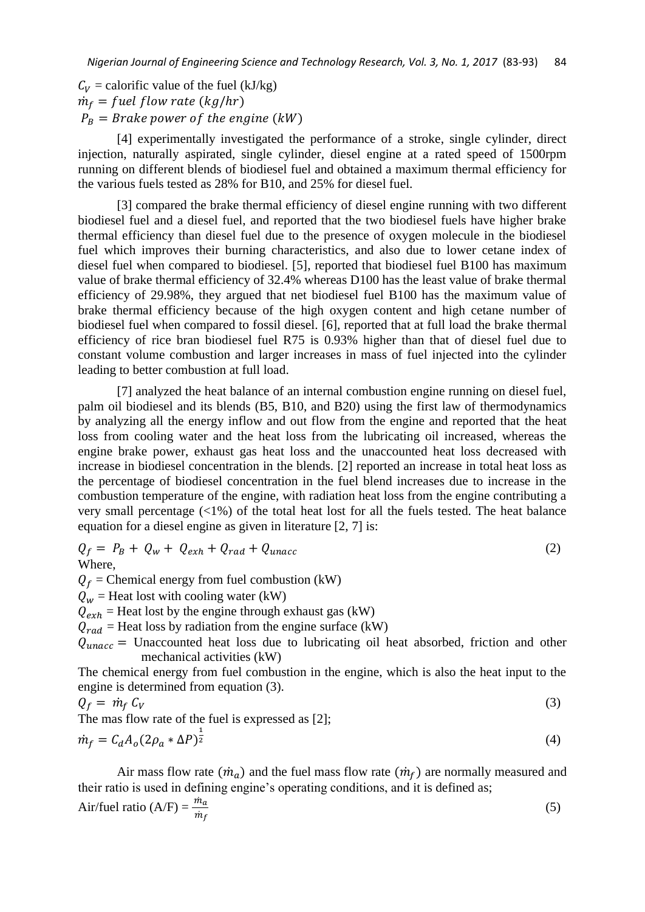$C_V$ = calorific value of the fuel (kJ/kg)
$\dot{m}_f = fuel\ flow\ rate\ (kg/hr)$
$P_B = Brake\ power\ of\ the\ engine\ (kW)$

[4] experimentally investigated the performance of a stroke, single cylinder, direct injection, naturally aspirated, single cylinder, diesel engine at a rated speed of 1500rpm running on different blends of biodiesel fuel and obtained a maximum thermal efficiency for the various fuels tested as 28% for B10, and 25% for diesel fuel.

[3] compared the brake thermal efficiency of diesel engine running with two different biodiesel fuel and a diesel fuel, and reported that the two biodiesel fuels have higher brake thermal efficiency than diesel fuel due to the presence of oxygen molecule in the biodiesel fuel which improves their burning characteristics, and also due to lower cetane index of diesel fuel when compared to biodiesel. [5], reported that biodiesel fuel B100 has maximum value of brake thermal efficiency of 32.4% whereas D100 has the least value of brake thermal efficiency of 29.98%, they argued that net biodiesel fuel B100 has the maximum value of brake thermal efficiency because of the high oxygen content and high cetane number of biodiesel fuel when compared to fossil diesel. [6], reported that at full load the brake thermal efficiency of rice bran biodiesel fuel R75 is 0.93% higher than that of diesel fuel due to constant volume combustion and larger increases in mass of fuel injected into the cylinder leading to better combustion at full load.

[7] analyzed the heat balance of an internal combustion engine running on diesel fuel, palm oil biodiesel and its blends (B5, B10, and B20) using the first law of thermodynamics by analyzing all the energy inflow and out flow from the engine and reported that the heat loss from cooling water and the heat loss from the lubricating oil increased, whereas the engine brake power, exhaust gas heat loss and the unaccounted heat loss decreased with increase in biodiesel concentration in the blends. [2] reported an increase in total heat loss as the percentage of biodiesel concentration in the fuel blend increases due to increase in the combustion temperature of the engine, with radiation heat loss from the engine contributing a very small percentage (<1%) of the total heat lost for all the fuels tested. The heat balance equation for a diesel engine as given in literature [2, 7] is:

$$Q_f = P_B + Q_w + Q_{exh} + Q_{rad} + Q_{unacc} \tag{2}$$

Where,

$Q_f$ = Chemical energy from fuel combustion (kW)
$Q_w$ = Heat lost with cooling water (kW)
$Q_{exh}$ = Heat lost by the engine through exhaust gas (kW)
$Q_{rad}$ = Heat loss by radiation from the engine surface (kW)
$Q_{unacc}$ = Unaccounted heat loss due to lubricating oil heat absorbed, friction and other mechanical activities (kW)

The chemical energy from fuel combustion in the engine, which is also the heat input to the engine is determined from equation (3).

$$Q_f = \dot{m}_f C_V \tag{3}$$

The mas flow rate of the fuel is expressed as [2];

$$\dot{m}_f = C_d A_o (2\rho_a * \Delta P)^{\frac{1}{2}} \tag{4}$$

Air mass flow rate ($\dot{m}_a$) and the fuel mass flow rate ($\dot{m}_f$) are normally measured and their ratio is used in defining engine's operating conditions, and it is defined as;

$$\text{Air/fuel ratio (A/F)} = \frac{\dot{m}_a}{\dot{m}_f} \tag{5}$$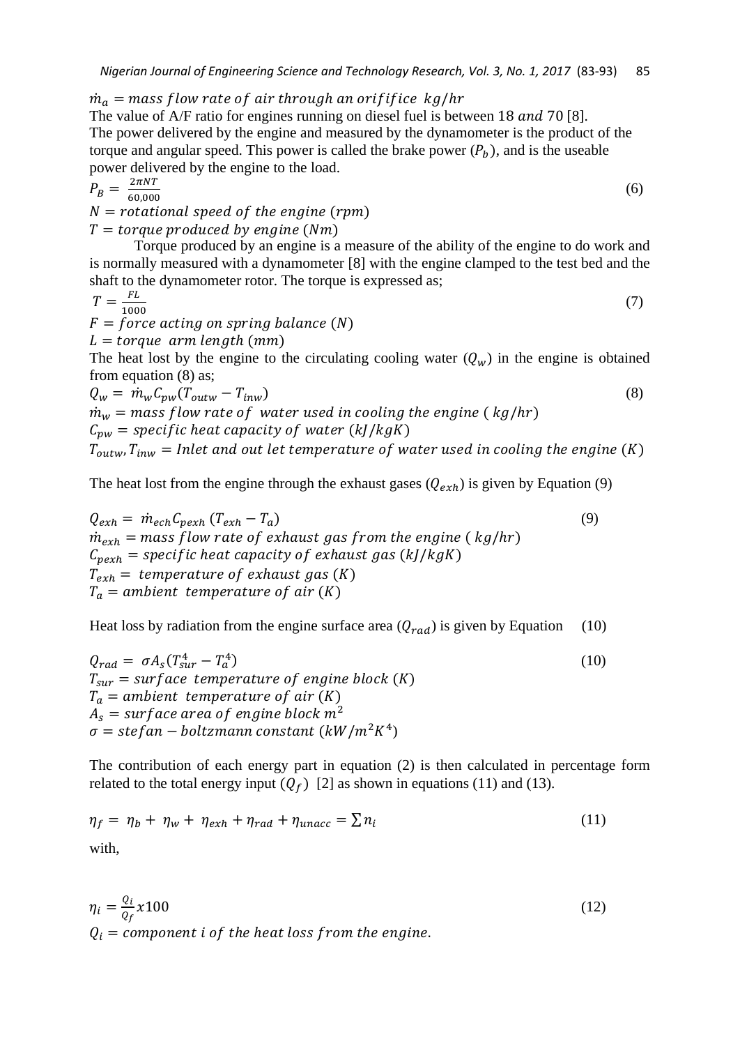$\dot{m}_a = mass\ flow\ rate\ of\ air\ through\ an\ orifice\ \ kg/hr$

The value of A/F ratio for engines running on diesel fuel is between $18\ and\ 70$ [8].

The power delivered by the engine and measured by the dynamometer is the product of the torque and angular speed. This power is called the brake power ($P_b$), and is the useable power delivered by the engine to the load.

$$P_B = \frac{2\pi NT}{60{,}000} \tag{6}$$

$N = rotational\ speed\ of\ the\ engine\ (rpm)$

$T = torque\ produced\ by\ engine\ (Nm)$

Torque produced by an engine is a measure of the ability of the engine to do work and is normally measured with a dynamometer [8] with the engine clamped to the test bed and the shaft to the dynamometer rotor. The torque is expressed as;

$$T = \frac{FL}{1000} \tag{7}$$

$F = force\ acting\ on\ spring\ balance\ (N)$

$L = torque\ \ arm\ length\ (mm)$

The heat lost by the engine to the circulating cooling water ($Q_w$) in the engine is obtained from equation (8) as;

$$Q_w = \dot{m}_w C_{pw}(T_{outw} - T_{inw}) \tag{8}$$

$\dot{m}_w = mass\ flow\ rate\ of\ \ water\ used\ in\ cooling\ the\ engine\ (\ kg/hr)$

$C_{pw} = specific\ heat\ capacity\ of\ water\ (kJ/kgK)$

$T_{outw}, T_{inw} = Inlet\ and\ out\ let\ temperature\ of\ water\ used\ in\ cooling\ the\ engine\ (K)$

The heat lost from the engine through the exhaust gases ($Q_{exh}$) is given by Equation (9)

$$Q_{exh} = \dot{m}_{ech} C_{pexh}\ (T_{exh} - T_a) \tag{9}$$

$\dot{m}_{exh} = mass\ flow\ rate\ of\ exhaust\ gas\ from\ the\ engine\ (\ kg/hr)$

$C_{pexh} = specific\ heat\ capacity\ of\ exhaust\ gas\ (kJ/kgK)$

$T_{exh} = \ temperature\ of\ exhaust\ gas\ (K)$

$T_a = ambient\ \ temperature\ of\ air\ (K)$

Heat loss by radiation from the engine surface area ($Q_{rad}$) is given by Equation (10)

$$Q_{rad} = \sigma A_s (T_{sur}^4 - T_a^4) \tag{10}$$

$T_{sur} = surface\ \ temperature\ of\ engine\ block\ (K)$

$T_a = ambient\ \ temperature\ of\ air\ (K)$

$A_s = surface\ area\ of\ engine\ block\ m^2$

$\sigma = stefan - boltzmann\ constant\ (kW/m^2K^4)$

The contribution of each energy part in equation (2) is then calculated in percentage form related to the total energy input ($Q_f$) [2] as shown in equations (11) and (13).

$$\eta_f = \eta_b + \eta_w + \eta_{exh} + \eta_{rad} + \eta_{unacc} = \sum n_i \tag{11}$$

with,

$$\eta_i = \frac{Q_i}{Q_f} x100 \tag{12}$$

$Q_i = component\ i\ of\ the\ heat\ loss\ from\ the\ engine.$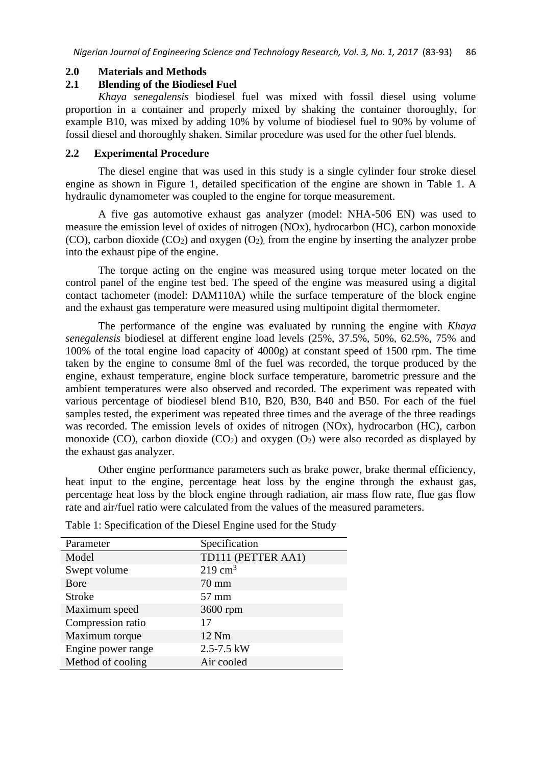## 2.0 Materials and Methods

### 2.1 Blending of the Biodiesel Fuel

*Khaya senegalensis* biodiesel fuel was mixed with fossil diesel using volume proportion in a container and properly mixed by shaking the container thoroughly, for example B10, was mixed by adding 10% by volume of biodiesel fuel to 90% by volume of fossil diesel and thoroughly shaken. Similar procedure was used for the other fuel blends.

### 2.2 Experimental Procedure

The diesel engine that was used in this study is a single cylinder four stroke diesel engine as shown in Figure 1, detailed specification of the engine are shown in Table 1. A hydraulic dynamometer was coupled to the engine for torque measurement.

A five gas automotive exhaust gas analyzer (model: NHA-506 EN) was used to measure the emission level of oxides of nitrogen (NOx), hydrocarbon (HC), carbon monoxide (CO), carbon dioxide ($CO_2$) and oxygen ($O_2$), from the engine by inserting the analyzer probe into the exhaust pipe of the engine.

The torque acting on the engine was measured using torque meter located on the control panel of the engine test bed. The speed of the engine was measured using a digital contact tachometer (model: DAM110A) while the surface temperature of the block engine and the exhaust gas temperature were measured using multipoint digital thermometer.

The performance of the engine was evaluated by running the engine with *Khaya senegalensis* biodiesel at different engine load levels (25%, 37.5%, 50%, 62.5%, 75% and 100% of the total engine load capacity of 4000g) at constant speed of 1500 rpm. The time taken by the engine to consume 8ml of the fuel was recorded, the torque produced by the engine, exhaust temperature, engine block surface temperature, barometric pressure and the ambient temperatures were also observed and recorded. The experiment was repeated with various percentage of biodiesel blend B10, B20, B30, B40 and B50. For each of the fuel samples tested, the experiment was repeated three times and the average of the three readings was recorded. The emission levels of oxides of nitrogen (NOx), hydrocarbon (HC), carbon monoxide (CO), carbon dioxide ($CO_2$) and oxygen ($O_2$) were also recorded as displayed by the exhaust gas analyzer.

Other engine performance parameters such as brake power, brake thermal efficiency, heat input to the engine, percentage heat loss by the engine through the exhaust gas, percentage heat loss by the block engine through radiation, air mass flow rate, flue gas flow rate and air/fuel ratio were calculated from the values of the measured parameters.

Table 1: Specification of the Diesel Engine used for the Study

| Parameter | Specification |
|---|---|
| Model | TD111 (PETTER AA1) |
| Swept volume | 219 $cm^3$ |
| Bore | 70 mm |
| Stroke | 57 mm |
| Maximum speed | 3600 rpm |
| Compression ratio | 17 |
| Maximum torque | 12 Nm |
| Engine power range | 2.5-7.5 kW |
| Method of cooling | Air cooled |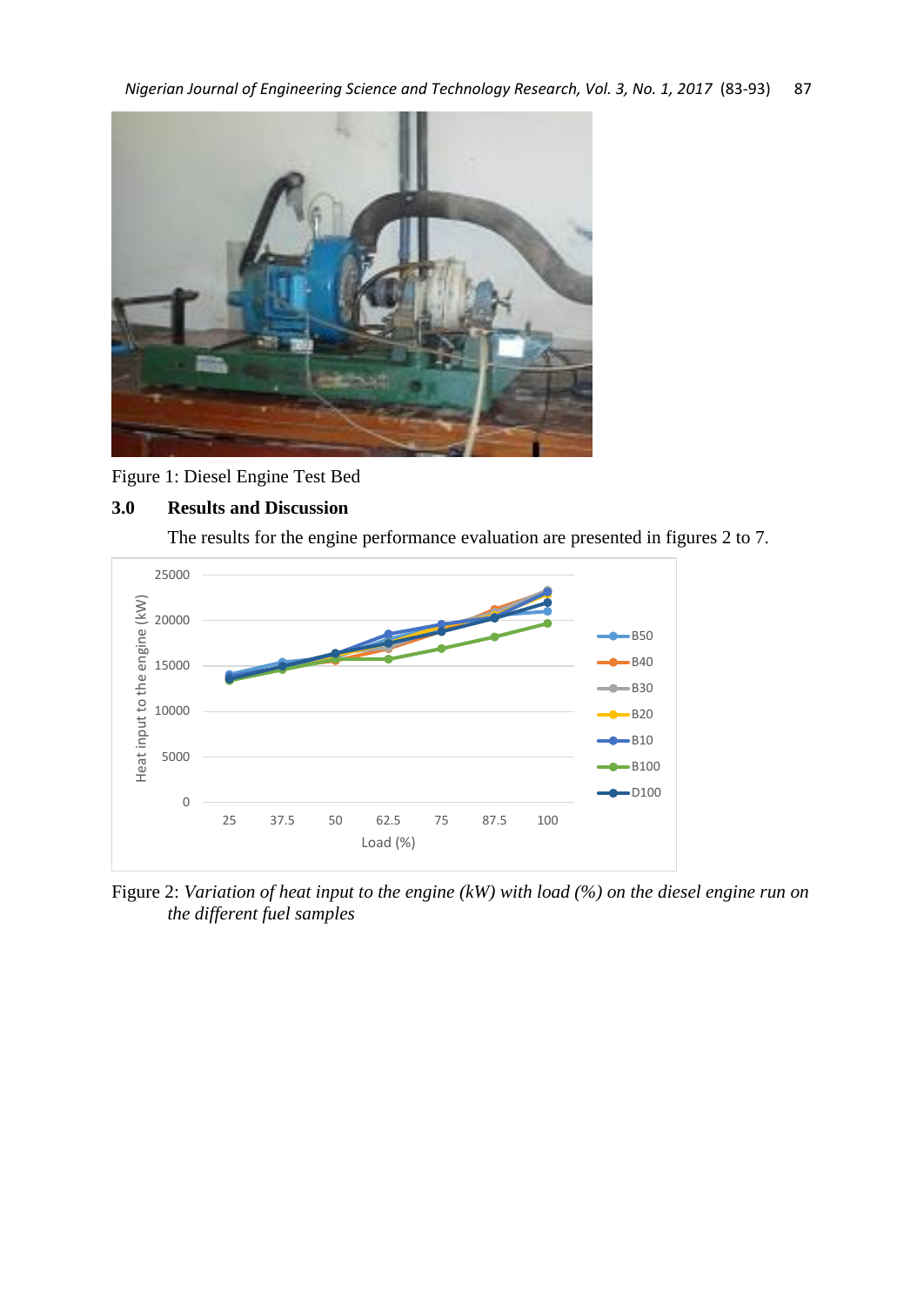Figure 1: Diesel Engine Test Bed

## 3.0 Results and Discussion

The results for the engine performance evaluation are presented in figures 2 to 7.

Figure 2: *Variation of heat input to the engine (kW) with load (%) on the diesel engine run on the different fuel samples*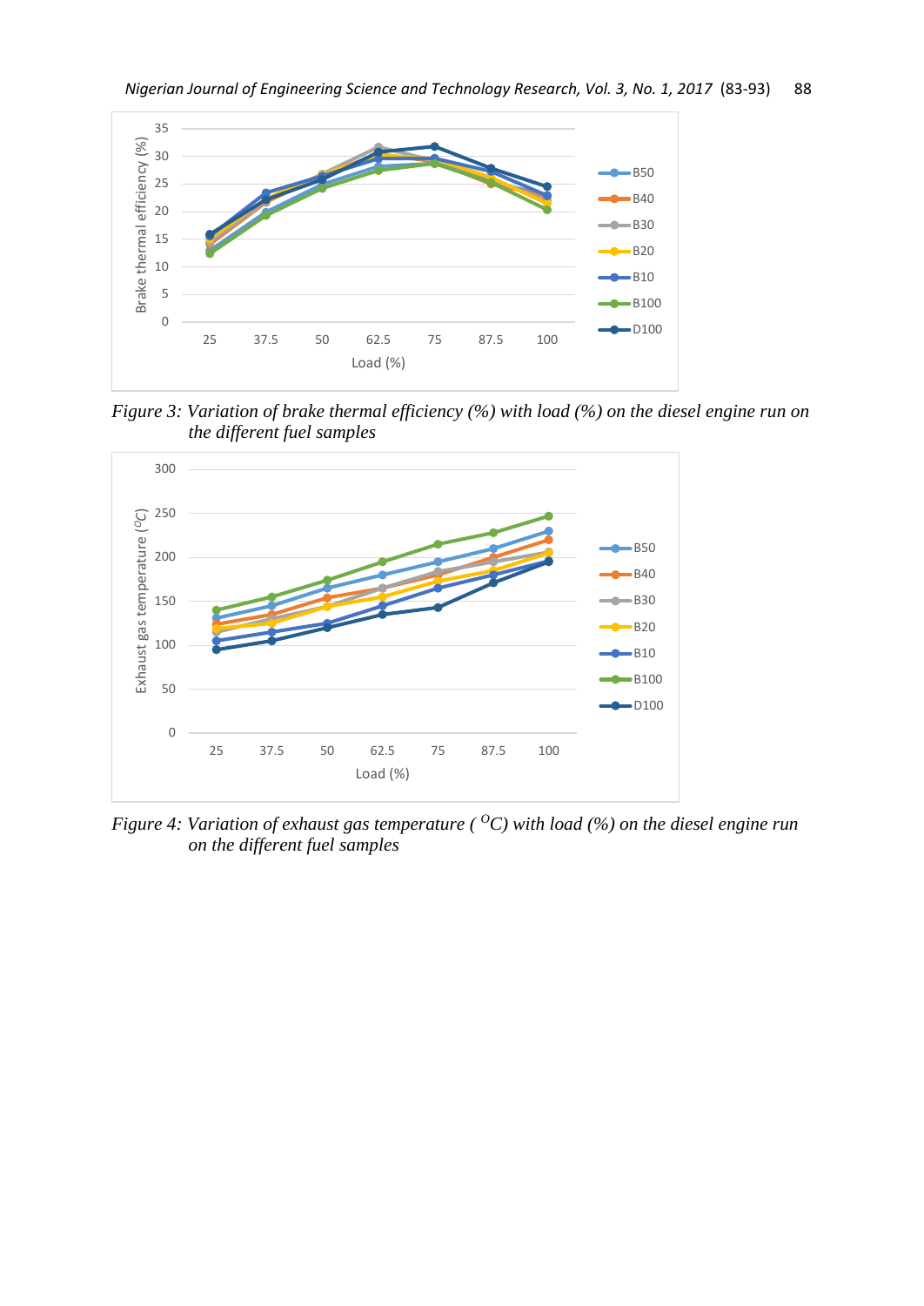*Figure 3: Variation of brake thermal efficiency (%) with load (%) on the diesel engine run on the different fuel samples*

*Figure 4: Variation of exhaust gas temperature ( $^{O}C$) with load (%) on the diesel engine run on the different fuel samples*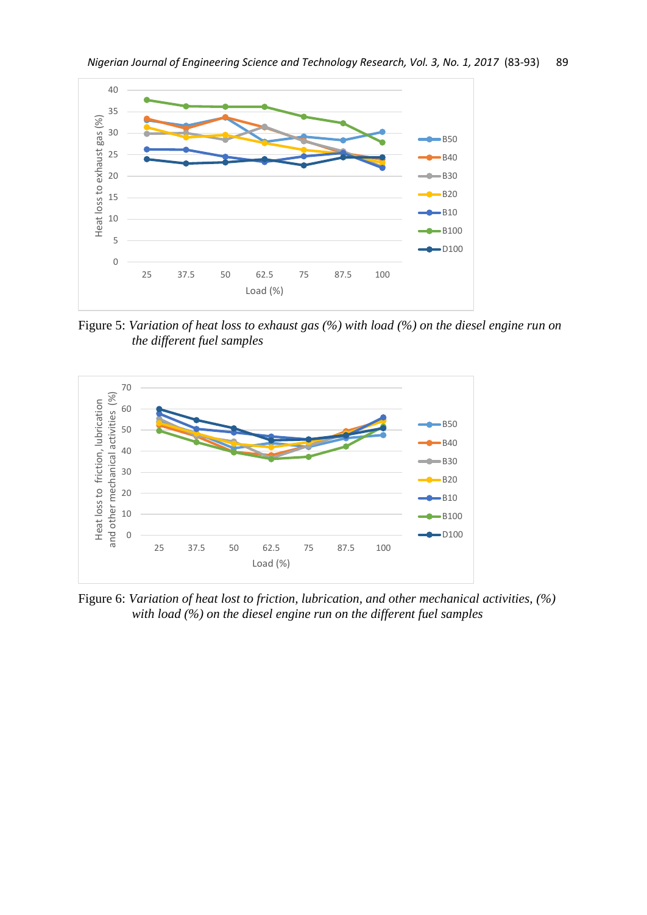Figure 5: *Variation of heat loss to exhaust gas (%) with load (%) on the diesel engine run on the different fuel samples*

Figure 6: *Variation of heat lost to friction, lubrication, and other mechanical activities, (%) with load (%) on the diesel engine run on the different fuel samples*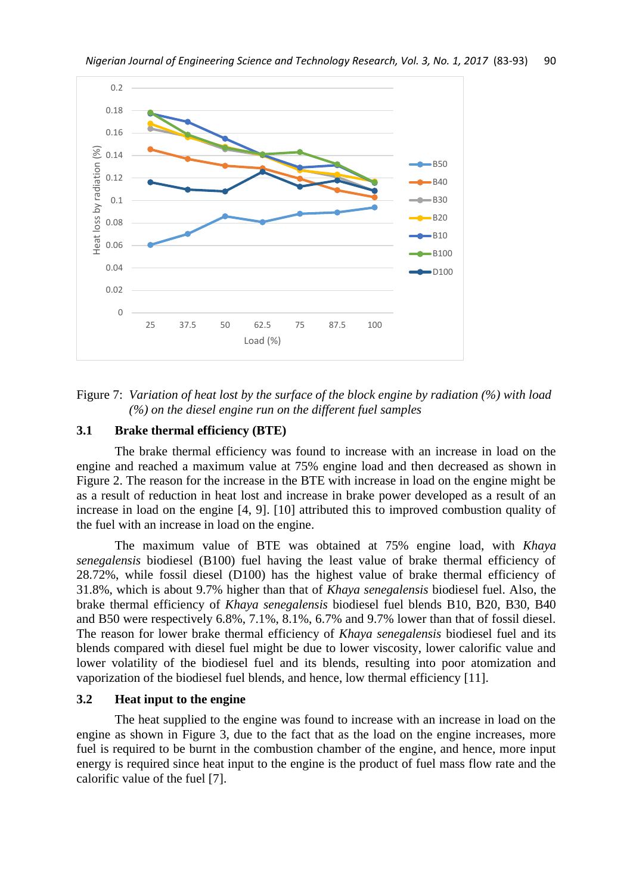Figure 7: *Variation of heat lost by the surface of the block engine by radiation (%) with load (%) on the diesel engine run on the different fuel samples*

### 3.1 Brake thermal efficiency (BTE)

The brake thermal efficiency was found to increase with an increase in load on the engine and reached a maximum value at 75% engine load and then decreased as shown in Figure 2. The reason for the increase in the BTE with increase in load on the engine might be as a result of reduction in heat lost and increase in brake power developed as a result of an increase in load on the engine [4, 9]. [10] attributed this to improved combustion quality of the fuel with an increase in load on the engine.

The maximum value of BTE was obtained at 75% engine load, with *Khaya senegalensis* biodiesel (B100) fuel having the least value of brake thermal efficiency of 28.72%, while fossil diesel (D100) has the highest value of brake thermal efficiency of 31.8%, which is about 9.7% higher than that of *Khaya senegalensis* biodiesel fuel. Also, the brake thermal efficiency of *Khaya senegalensis* biodiesel fuel blends B10, B20, B30, B40 and B50 were respectively 6.8%, 7.1%, 8.1%, 6.7% and 9.7% lower than that of fossil diesel. The reason for lower brake thermal efficiency of *Khaya senegalensis* biodiesel fuel and its blends compared with diesel fuel might be due to lower viscosity, lower calorific value and lower volatility of the biodiesel fuel and its blends, resulting into poor atomization and vaporization of the biodiesel fuel blends, and hence, low thermal efficiency [11].

### 3.2 Heat input to the engine

The heat supplied to the engine was found to increase with an increase in load on the engine as shown in Figure 3, due to the fact that as the load on the engine increases, more fuel is required to be burnt in the combustion chamber of the engine, and hence, more input energy is required since heat input to the engine is the product of fuel mass flow rate and the calorific value of the fuel [7].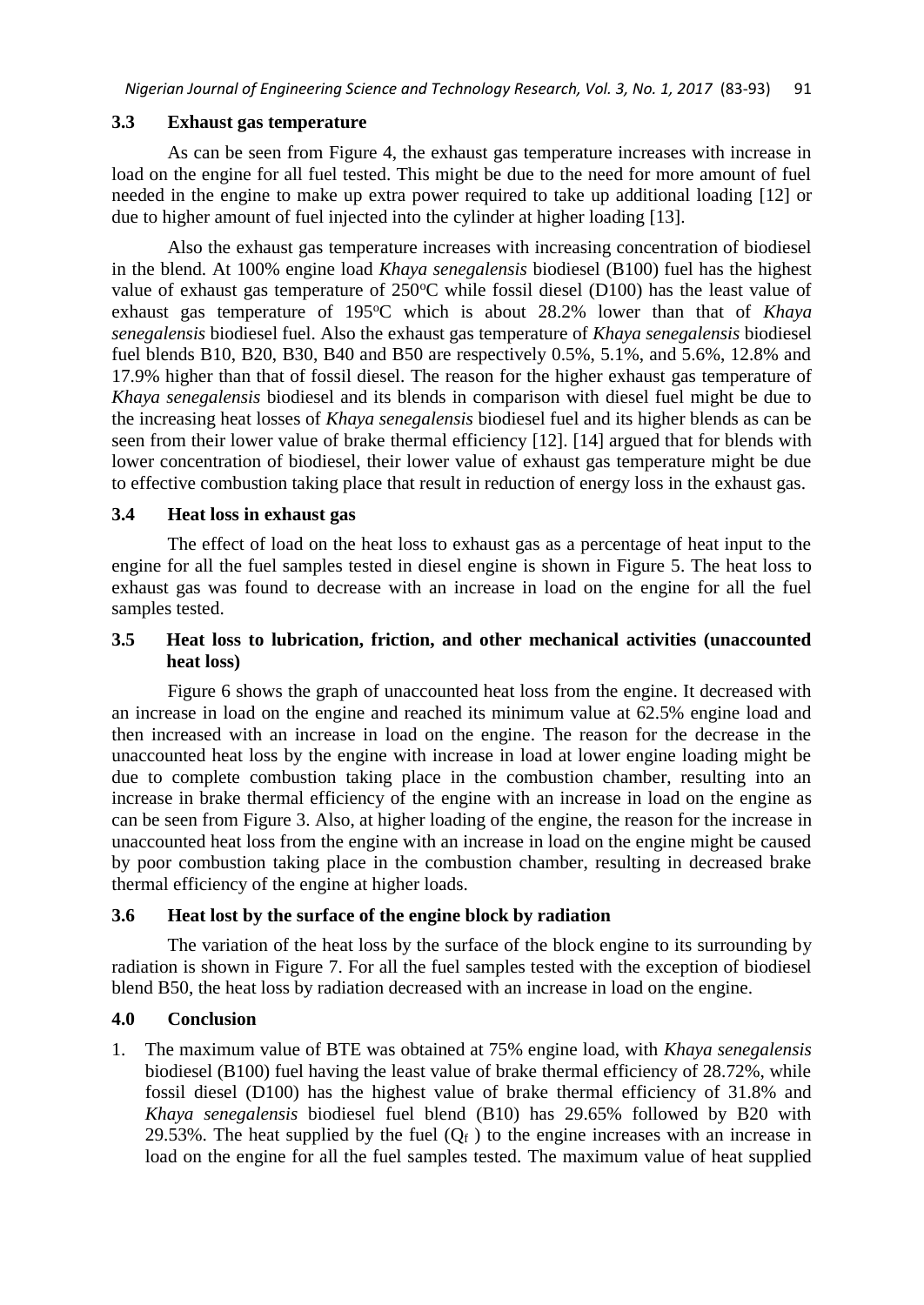### 3.3 Exhaust gas temperature

As can be seen from Figure 4, the exhaust gas temperature increases with increase in load on the engine for all fuel tested. This might be due to the need for more amount of fuel needed in the engine to make up extra power required to take up additional loading [12] or due to higher amount of fuel injected into the cylinder at higher loading [13].

Also the exhaust gas temperature increases with increasing concentration of biodiesel in the blend. At 100% engine load *Khaya senegalensis* biodiesel (B100) fuel has the highest value of exhaust gas temperature of 250$^o$C while fossil diesel (D100) has the least value of exhaust gas temperature of 195$^o$C which is about 28.2% lower than that of *Khaya senegalensis* biodiesel fuel. Also the exhaust gas temperature of *Khaya senegalensis* biodiesel fuel blends B10, B20, B30, B40 and B50 are respectively 0.5%, 5.1%, and 5.6%, 12.8% and 17.9% higher than that of fossil diesel. The reason for the higher exhaust gas temperature of *Khaya senegalensis* biodiesel and its blends in comparison with diesel fuel might be due to the increasing heat losses of *Khaya senegalensis* biodiesel fuel and its higher blends as can be seen from their lower value of brake thermal efficiency [12]. [14] argued that for blends with lower concentration of biodiesel, their lower value of exhaust gas temperature might be due to effective combustion taking place that result in reduction of energy loss in the exhaust gas.

### 3.4 Heat loss in exhaust gas

The effect of load on the heat loss to exhaust gas as a percentage of heat input to the engine for all the fuel samples tested in diesel engine is shown in Figure 5. The heat loss to exhaust gas was found to decrease with an increase in load on the engine for all the fuel samples tested.

### 3.5 Heat loss to lubrication, friction, and other mechanical activities (unaccounted heat loss)

Figure 6 shows the graph of unaccounted heat loss from the engine. It decreased with an increase in load on the engine and reached its minimum value at 62.5% engine load and then increased with an increase in load on the engine. The reason for the decrease in the unaccounted heat loss by the engine with increase in load at lower engine loading might be due to complete combustion taking place in the combustion chamber, resulting into an increase in brake thermal efficiency of the engine with an increase in load on the engine as can be seen from Figure 3. Also, at higher loading of the engine, the reason for the increase in unaccounted heat loss from the engine with an increase in load on the engine might be caused by poor combustion taking place in the combustion chamber, resulting in decreased brake thermal efficiency of the engine at higher loads.

### 3.6 Heat lost by the surface of the engine block by radiation

The variation of the heat loss by the surface of the block engine to its surrounding by radiation is shown in Figure 7. For all the fuel samples tested with the exception of biodiesel blend B50, the heat loss by radiation decreased with an increase in load on the engine.

## 4.0 Conclusion

1. The maximum value of BTE was obtained at 75% engine load, with *Khaya senegalensis* biodiesel (B100) fuel having the least value of brake thermal efficiency of 28.72%, while fossil diesel (D100) has the highest value of brake thermal efficiency of 31.8% and *Khaya senegalensis* biodiesel fuel blend (B10) has 29.65% followed by B20 with 29.53%. The heat supplied by the fuel ($Q_f$) to the engine increases with an increase in load on the engine for all the fuel samples tested. The maximum value of heat supplied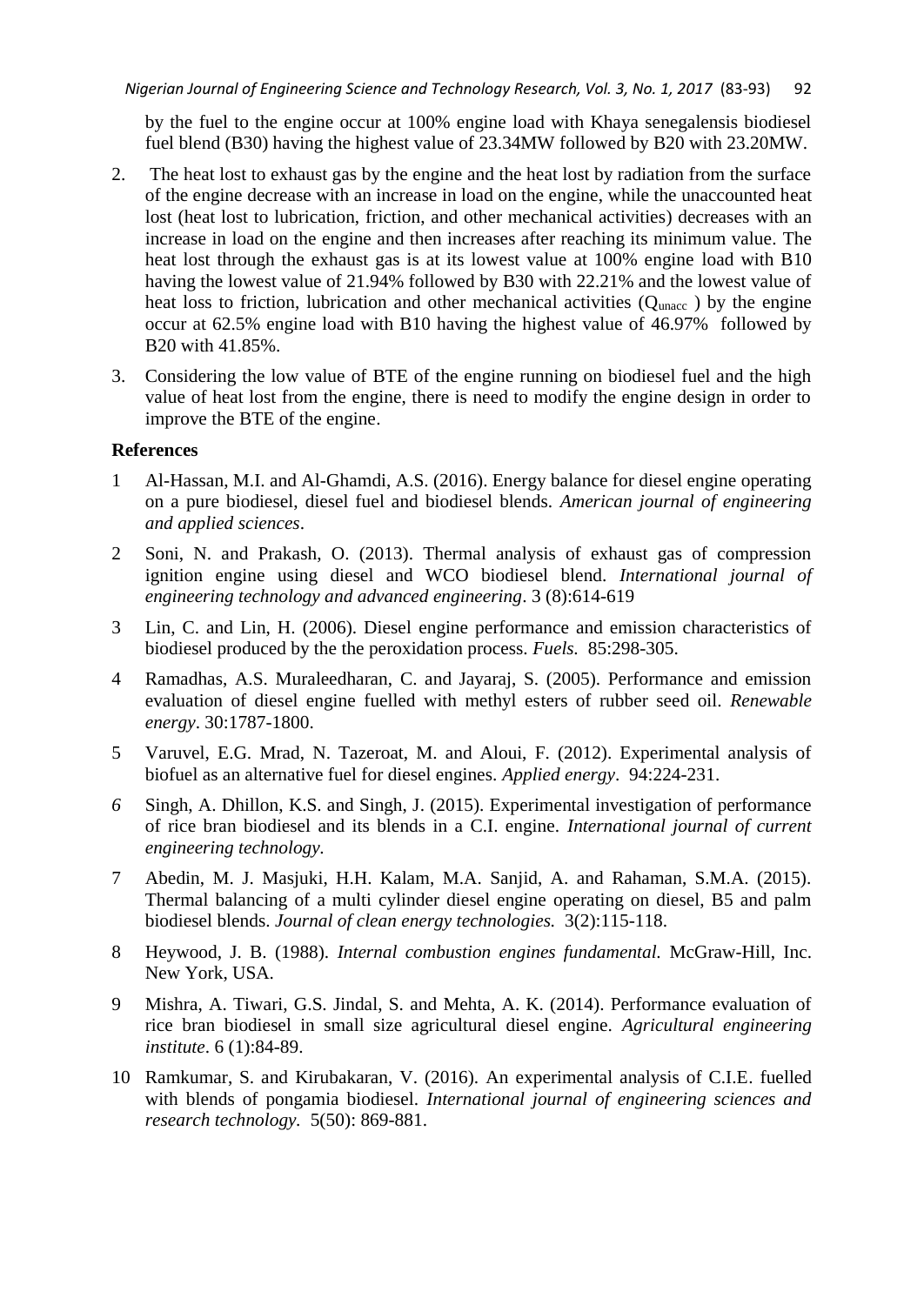by the fuel to the engine occur at 100% engine load with Khaya senegalensis biodiesel fuel blend (B30) having the highest value of 23.34MW followed by B20 with 23.20MW.

2. The heat lost to exhaust gas by the engine and the heat lost by radiation from the surface of the engine decrease with an increase in load on the engine, while the unaccounted heat lost (heat lost to lubrication, friction, and other mechanical activities) decreases with an increase in load on the engine and then increases after reaching its minimum value. The heat lost through the exhaust gas is at its lowest value at 100% engine load with B10 having the lowest value of 21.94% followed by B30 with 22.21% and the lowest value of heat loss to friction, lubrication and other mechanical activities ($Q_{unacc}$) by the engine occur at 62.5% engine load with B10 having the highest value of 46.97% followed by B20 with 41.85%.

3. Considering the low value of BTE of the engine running on biodiesel fuel and the high value of heat lost from the engine, there is need to modify the engine design in order to improve the BTE of the engine.

## References

1. Al-Hassan, M.I. and Al-Ghamdi, A.S. (2016). Energy balance for diesel engine operating on a pure biodiesel, diesel fuel and biodiesel blends. *American journal of engineering and applied sciences*.
2. Soni, N. and Prakash, O. (2013). Thermal analysis of exhaust gas of compression ignition engine using diesel and WCO biodiesel blend. *International journal of engineering technology and advanced engineering*. 3 (8):614-619
3. Lin, C. and Lin, H. (2006). Diesel engine performance and emission characteristics of biodiesel produced by the the peroxidation process. *Fuels.* 85:298-305.
4. Ramadhas, A.S. Muraleedharan, C. and Jayaraj, S. (2005). Performance and emission evaluation of diesel engine fuelled with methyl esters of rubber seed oil. *Renewable energy*. 30:1787-1800.
5. Varuvel, E.G. Mrad, N. Tazeroat, M. and Aloui, F. (2012). Experimental analysis of biofuel as an alternative fuel for diesel engines. *Applied energy*. 94:224-231.
6. Singh, A. Dhillon, K.S. and Singh, J. (2015). Experimental investigation of performance of rice bran biodiesel and its blends in a C.I. engine. *International journal of current engineering technology.*
7. Abedin, M. J. Masjuki, H.H. Kalam, M.A. Sanjid, A. and Rahaman, S.M.A. (2015). Thermal balancing of a multi cylinder diesel engine operating on diesel, B5 and palm biodiesel blends. *Journal of clean energy technologies.* 3(2):115-118.
8. Heywood, J. B. (1988). *Internal combustion engines fundamental.* McGraw-Hill, Inc. New York, USA.
9. Mishra, A. Tiwari, G.S. Jindal, S. and Mehta, A. K. (2014). Performance evaluation of rice bran biodiesel in small size agricultural diesel engine. *Agricultural engineering institute*. 6 (1):84-89.
10. Ramkumar, S. and Kirubakaran, V. (2016). An experimental analysis of C.I.E. fuelled with blends of pongamia biodiesel. *International journal of engineering sciences and research technology.* 5(50): 869-881.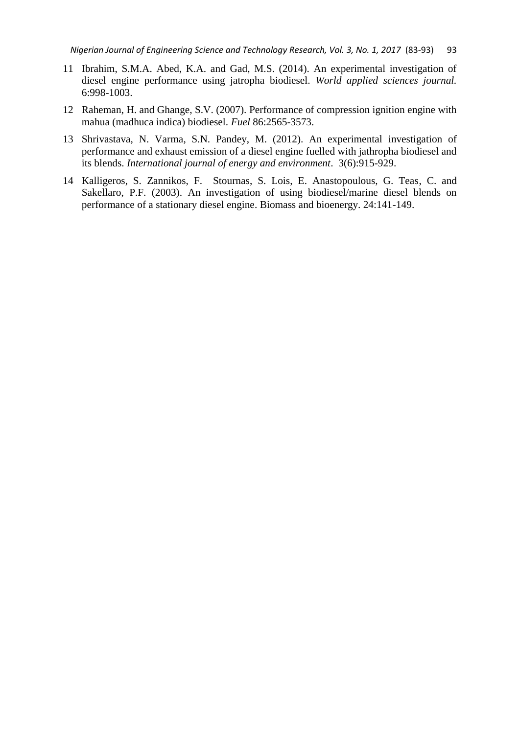11 Ibrahim, S.M.A. Abed, K.A. and Gad, M.S. (2014). An experimental investigation of diesel engine performance using jatropha biodiesel. *World applied sciences journal.* 6:998-1003.

12 Raheman, H. and Ghange, S.V. (2007). Performance of compression ignition engine with mahua (madhuca indica) biodiesel. *Fuel* 86:2565-3573.

13 Shrivastava, N. Varma, S.N. Pandey, M. (2012). An experimental investigation of performance and exhaust emission of a diesel engine fuelled with jathropha biodiesel and its blends. *International journal of energy and environment*. 3(6):915-929.

14 Kalligeros, S. Zannikos, F. Stournas, S. Lois, E. Anastopoulous, G. Teas, C. and Sakellaro, P.F. (2003). An investigation of using biodiesel/marine diesel blends on performance of a stationary diesel engine. Biomass and bioenergy. 24:141-149.